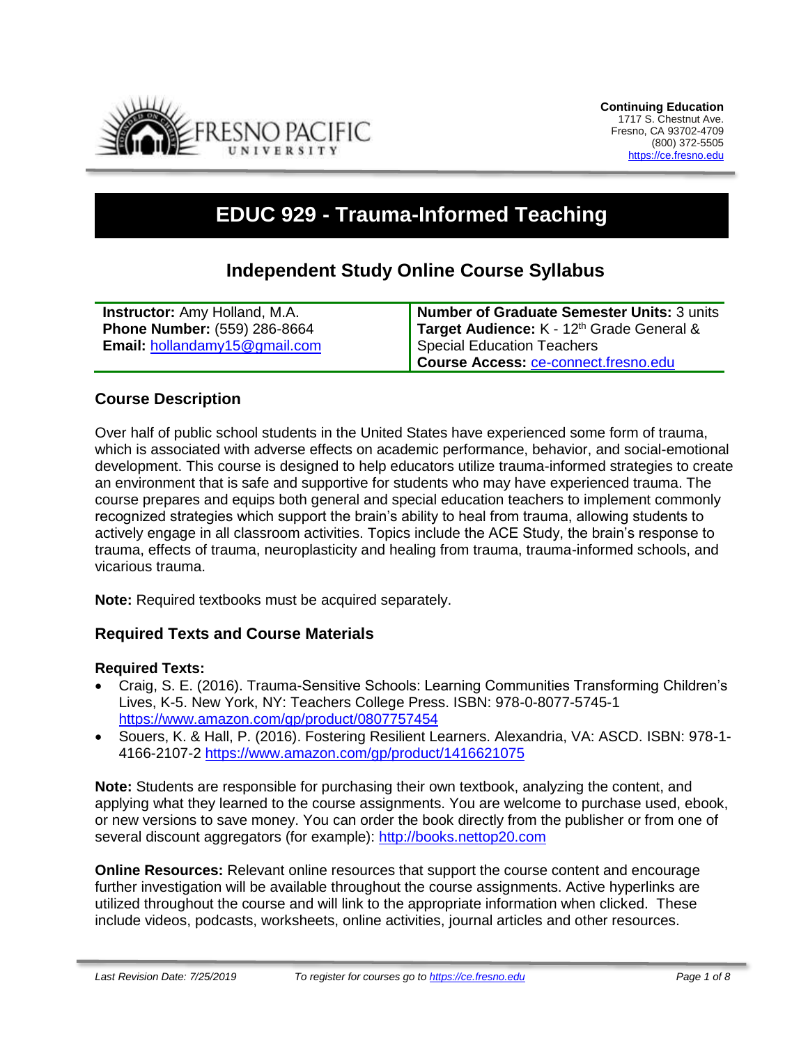**Continuing Education**
1717 S. Chestnut Ave.
Fresno, CA 93702-4709
(800) 372-5505
https://ce.fresno.edu

# EDUC 929 - Trauma-Informed Teaching

## Independent Study Online Course Syllabus

| **Instructor:** Amy Holland, M.A.<br>**Phone Number:** (559) 286-8664<br>**Email:** hollandamy15@gmail.com | **Number of Graduate Semester Units:** 3 units<br>**Target Audience:** K - 12th Grade General & Special Education Teachers<br>**Course Access:** ce-connect.fresno.edu |
|---|---|

### Course Description

Over half of public school students in the United States have experienced some form of trauma, which is associated with adverse effects on academic performance, behavior, and social-emotional development. This course is designed to help educators utilize trauma-informed strategies to create an environment that is safe and supportive for students who may have experienced trauma. The course prepares and equips both general and special education teachers to implement commonly recognized strategies which support the brain's ability to heal from trauma, allowing students to actively engage in all classroom activities. Topics include the ACE Study, the brain's response to trauma, effects of trauma, neuroplasticity and healing from trauma, trauma-informed schools, and vicarious trauma.

**Note:** Required textbooks must be acquired separately.

### Required Texts and Course Materials

**Required Texts:**

- Craig, S. E. (2016). Trauma-Sensitive Schools: Learning Communities Transforming Children's Lives, K-5. New York, NY: Teachers College Press. ISBN: 978-0-8077-5745-1 https://www.amazon.com/gp/product/0807757454
- Souers, K. & Hall, P. (2016). Fostering Resilient Learners. Alexandria, VA: ASCD. ISBN: 978-1-4166-2107-2 https://www.amazon.com/gp/product/1416621075

**Note:** Students are responsible for purchasing their own textbook, analyzing the content, and applying what they learned to the course assignments. You are welcome to purchase used, ebook, or new versions to save money. You can order the book directly from the publisher or from one of several discount aggregators (for example): http://books.nettop20.com

**Online Resources:** Relevant online resources that support the course content and encourage further investigation will be available throughout the course assignments. Active hyperlinks are utilized throughout the course and will link to the appropriate information when clicked. These include videos, podcasts, worksheets, online activities, journal articles and other resources.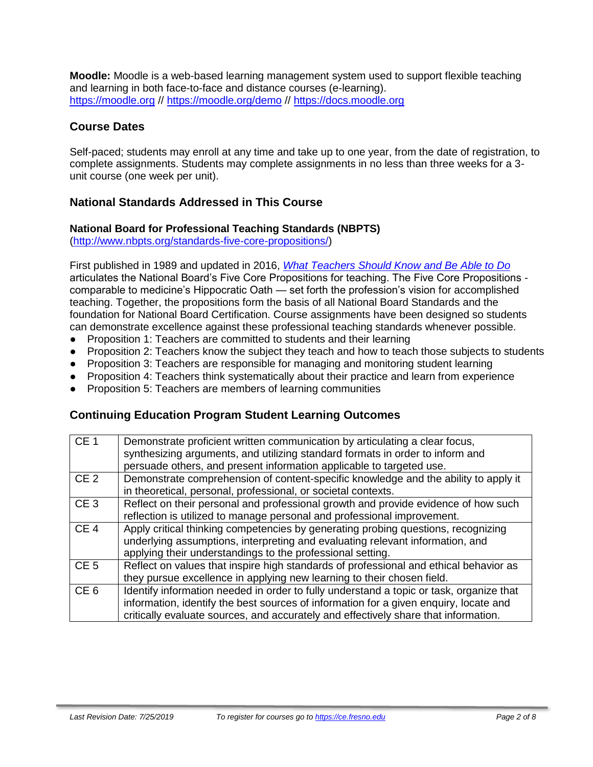**Moodle:** Moodle is a web-based learning management system used to support flexible teaching and learning in both face-to-face and distance courses (e-learning).
https://moodle.org // https://moodle.org/demo // https://docs.moodle.org

## Course Dates

Self-paced; students may enroll at any time and take up to one year, from the date of registration, to complete assignments. Students may complete assignments in no less than three weeks for a 3-unit course (one week per unit).

## National Standards Addressed in This Course

### National Board for Professional Teaching Standards (NBPTS)

(http://www.nbpts.org/standards-five-core-propositions/)

First published in 1989 and updated in 2016, *What Teachers Should Know and Be Able to Do* articulates the National Board's Five Core Propositions for teaching. The Five Core Propositions - comparable to medicine's Hippocratic Oath — set forth the profession's vision for accomplished teaching. Together, the propositions form the basis of all National Board Standards and the foundation for National Board Certification. Course assignments have been designed so students can demonstrate excellence against these professional teaching standards whenever possible.

- Proposition 1: Teachers are committed to students and their learning
- Proposition 2: Teachers know the subject they teach and how to teach those subjects to students
- Proposition 3: Teachers are responsible for managing and monitoring student learning
- Proposition 4: Teachers think systematically about their practice and learn from experience
- Proposition 5: Teachers are members of learning communities

## Continuing Education Program Student Learning Outcomes

| | |
|---|---|
| CE 1 | Demonstrate proficient written communication by articulating a clear focus, synthesizing arguments, and utilizing standard formats in order to inform and persuade others, and present information applicable to targeted use. |
| CE 2 | Demonstrate comprehension of content-specific knowledge and the ability to apply it in theoretical, personal, professional, or societal contexts. |
| CE 3 | Reflect on their personal and professional growth and provide evidence of how such reflection is utilized to manage personal and professional improvement. |
| CE 4 | Apply critical thinking competencies by generating probing questions, recognizing underlying assumptions, interpreting and evaluating relevant information, and applying their understandings to the professional setting. |
| CE 5 | Reflect on values that inspire high standards of professional and ethical behavior as they pursue excellence in applying new learning to their chosen field. |
| CE 6 | Identify information needed in order to fully understand a topic or task, organize that information, identify the best sources of information for a given enquiry, locate and critically evaluate sources, and accurately and effectively share that information. |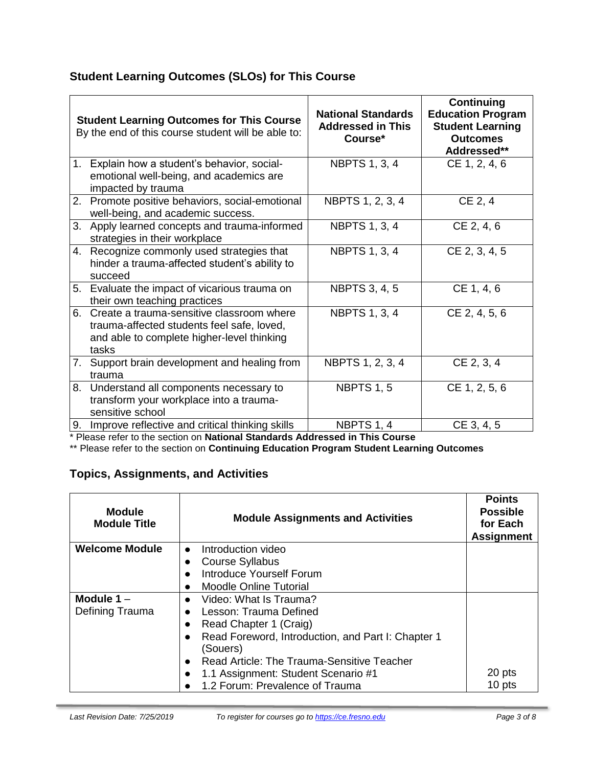## Student Learning Outcomes (SLOs) for This Course

| **Student Learning Outcomes for This Course** By the end of this course student will be able to: | **National Standards Addressed in This Course*** | **Continuing Education Program Student Learning Outcomes Addressed**** |
|---|---|---|
| 1. Explain how a student's behavior, social-emotional well-being, and academics are impacted by trauma | NBPTS 1, 3, 4 | CE 1, 2, 4, 6 |
| 2. Promote positive behaviors, social-emotional well-being, and academic success. | NBPTS 1, 2, 3, 4 | CE 2, 4 |
| 3. Apply learned concepts and trauma-informed strategies in their workplace | NBPTS 1, 3, 4 | CE 2, 4, 6 |
| 4. Recognize commonly used strategies that hinder a trauma-affected student's ability to succeed | NBPTS 1, 3, 4 | CE 2, 3, 4, 5 |
| 5. Evaluate the impact of vicarious trauma on their own teaching practices | NBPTS 3, 4, 5 | CE 1, 4, 6 |
| 6. Create a trauma-sensitive classroom where trauma-affected students feel safe, loved, and able to complete higher-level thinking tasks | NBPTS 1, 3, 4 | CE 2, 4, 5, 6 |
| 7. Support brain development and healing from trauma | NBPTS 1, 2, 3, 4 | CE 2, 3, 4 |
| 8. Understand all components necessary to transform your workplace into a trauma-sensitive school | NBPTS 1, 5 | CE 1, 2, 5, 6 |
| 9. Improve reflective and critical thinking skills | NBPTS 1, 4 | CE 3, 4, 5 |

\* Please refer to the section on **National Standards Addressed in This Course**

\*\* Please refer to the section on **Continuing Education Program Student Learning Outcomes**

## Topics, Assignments, and Activities

| **Module Module Title** | **Module Assignments and Activities** | **Points Possible for Each Assignment** |
|---|---|---|
| **Welcome Module** | • Introduction video<br>• Course Syllabus<br>• Introduce Yourself Forum<br>• Moodle Online Tutorial | |
| **Module 1** – Defining Trauma | • Video: What Is Trauma?<br>• Lesson: Trauma Defined<br>• Read Chapter 1 (Craig)<br>• Read Foreword, Introduction, and Part I: Chapter 1 (Souers)<br>• Read Article: The Trauma-Sensitive Teacher<br>• 1.1 Assignment: Student Scenario #1<br>• 1.2 Forum: Prevalence of Trauma | <br><br><br><br><br>20 pts<br>10 pts |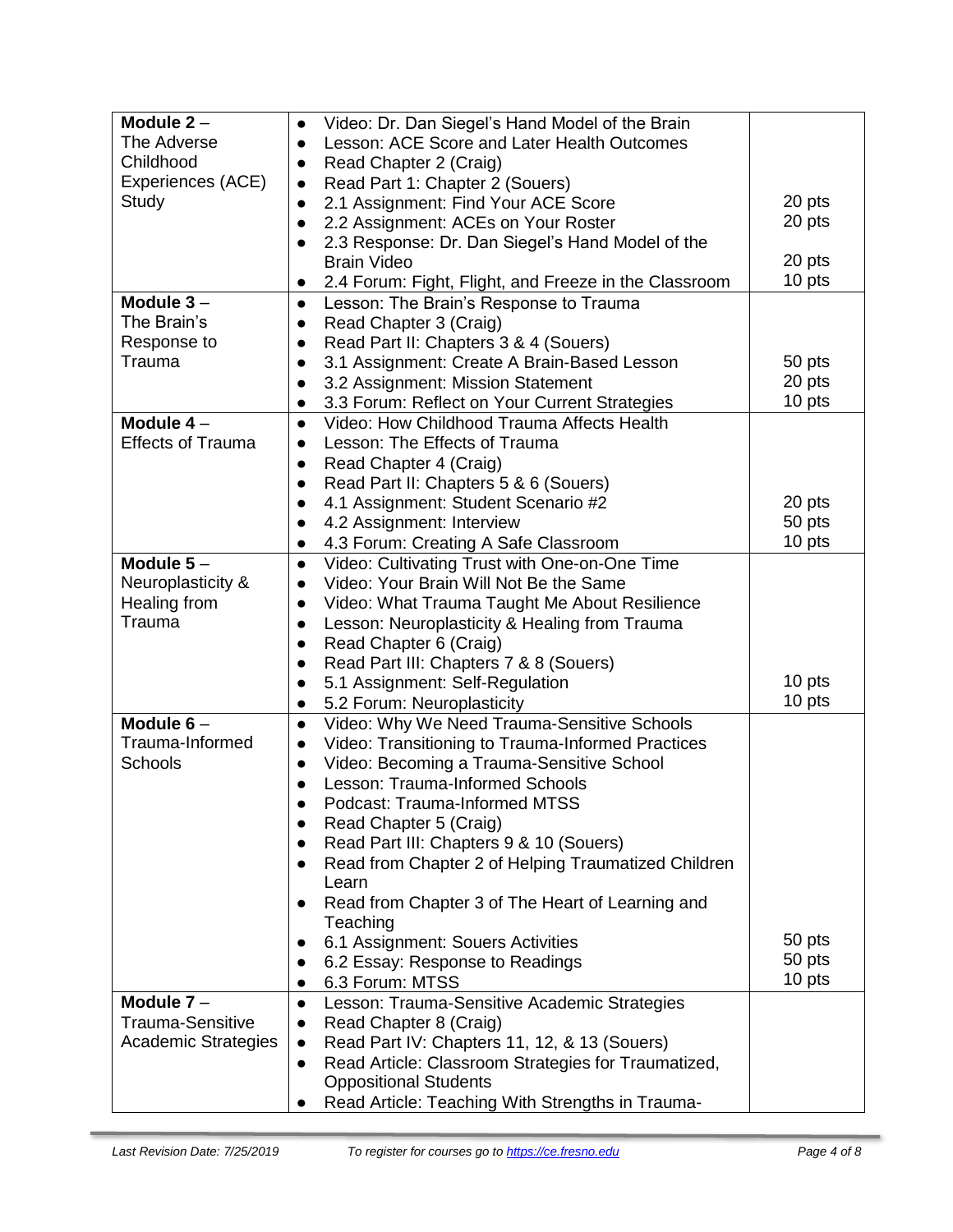| Module | Content | Points |
|---|---|---|
| **Module 2** – The Adverse Childhood Experiences (ACE) Study | • Video: Dr. Dan Siegel's Hand Model of the Brain<br>• Lesson: ACE Score and Later Health Outcomes<br>• Read Chapter 2 (Craig)<br>• Read Part 1: Chapter 2 (Souers)<br>• 2.1 Assignment: Find Your ACE Score<br>• 2.2 Assignment: ACEs on Your Roster<br>• 2.3 Response: Dr. Dan Siegel's Hand Model of the Brain Video<br>• 2.4 Forum: Fight, Flight, and Freeze in the Classroom | <br><br><br><br>20 pts<br>20 pts<br>20 pts<br>10 pts |
| **Module 3** – The Brain's Response to Trauma | • Lesson: The Brain's Response to Trauma<br>• Read Chapter 3 (Craig)<br>• Read Part II: Chapters 3 & 4 (Souers)<br>• 3.1 Assignment: Create A Brain-Based Lesson<br>• 3.2 Assignment: Mission Statement<br>• 3.3 Forum: Reflect on Your Current Strategies | <br><br><br>50 pts<br>20 pts<br>10 pts |
| **Module 4** – Effects of Trauma | • Video: How Childhood Trauma Affects Health<br>• Lesson: The Effects of Trauma<br>• Read Chapter 4 (Craig)<br>• Read Part II: Chapters 5 & 6 (Souers)<br>• 4.1 Assignment: Student Scenario #2<br>• 4.2 Assignment: Interview<br>• 4.3 Forum: Creating A Safe Classroom | <br><br><br><br>20 pts<br>50 pts<br>10 pts |
| **Module 5** – Neuroplasticity & Healing from Trauma | • Video: Cultivating Trust with One-on-One Time<br>• Video: Your Brain Will Not Be the Same<br>• Video: What Trauma Taught Me About Resilience<br>• Lesson: Neuroplasticity & Healing from Trauma<br>• Read Chapter 6 (Craig)<br>• Read Part III: Chapters 7 & 8 (Souers)<br>• 5.1 Assignment: Self-Regulation<br>• 5.2 Forum: Neuroplasticity | <br><br><br><br><br><br>10 pts<br>10 pts |
| **Module 6** – Trauma-Informed Schools | • Video: Why We Need Trauma-Sensitive Schools<br>• Video: Transitioning to Trauma-Informed Practices<br>• Video: Becoming a Trauma-Sensitive School<br>• Lesson: Trauma-Informed Schools<br>• Podcast: Trauma-Informed MTSS<br>• Read Chapter 5 (Craig)<br>• Read Part III: Chapters 9 & 10 (Souers)<br>• Read from Chapter 2 of Helping Traumatized Children Learn<br>• Read from Chapter 3 of The Heart of Learning and Teaching<br>• 6.1 Assignment: Souers Activities<br>• 6.2 Essay: Response to Readings<br>• 6.3 Forum: MTSS | <br><br><br><br><br><br><br><br><br>50 pts<br>50 pts<br>10 pts |
| **Module 7** – Trauma-Sensitive Academic Strategies | • Lesson: Trauma-Sensitive Academic Strategies<br>• Read Chapter 8 (Craig)<br>• Read Part IV: Chapters 11, 12, & 13 (Souers)<br>• Read Article: Classroom Strategies for Traumatized, Oppositional Students<br>• Read Article: Teaching With Strengths in Trauma- | |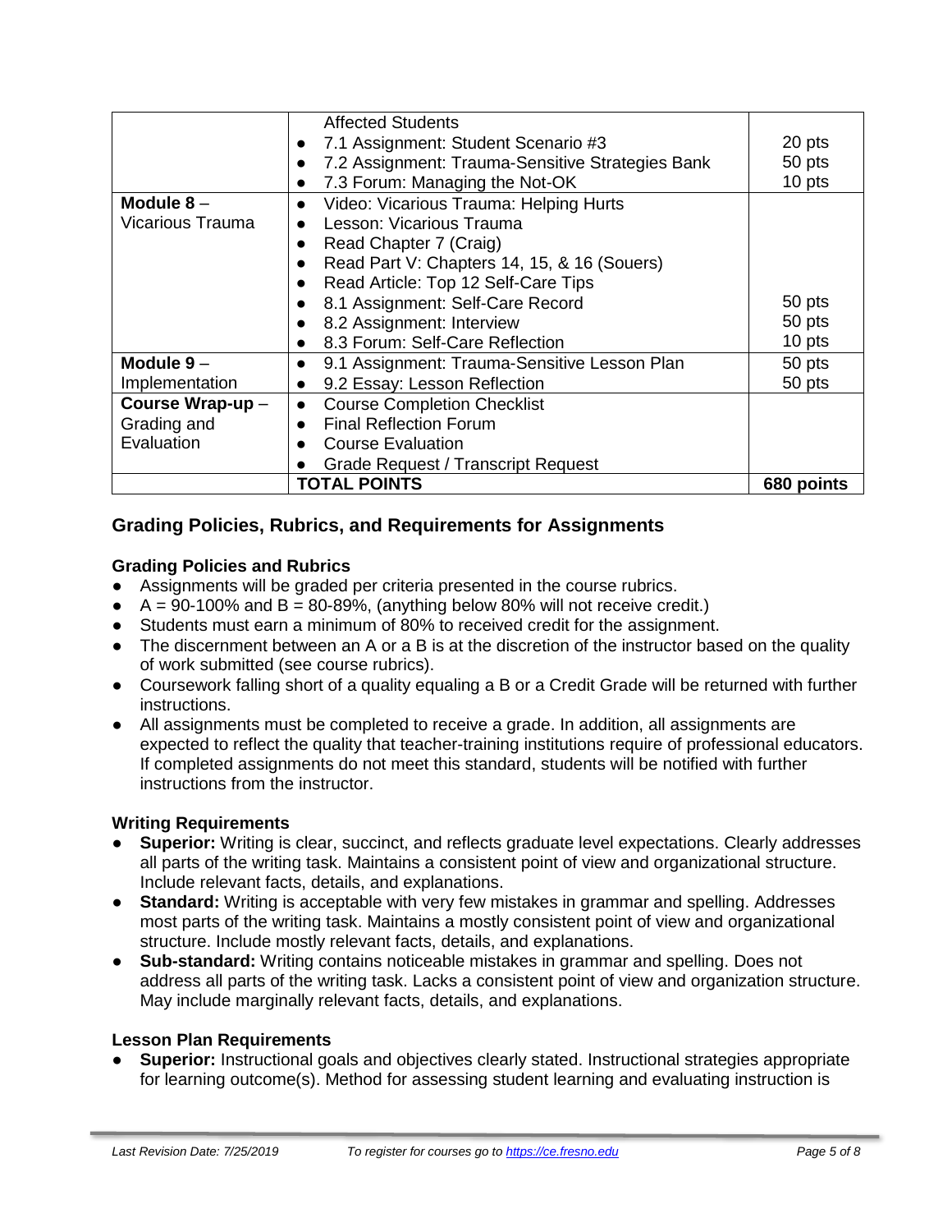| | | |
|---|---|---|
| | Affected Students<br>● 7.1 Assignment: Student Scenario #3<br>● 7.2 Assignment: Trauma-Sensitive Strategies Bank<br>● 7.3 Forum: Managing the Not-OK | <br>20 pts<br>50 pts<br>10 pts |
| **Module 8** – Vicarious Trauma | ● Video: Vicarious Trauma: Helping Hurts<br>● Lesson: Vicarious Trauma<br>● Read Chapter 7 (Craig)<br>● Read Part V: Chapters 14, 15, & 16 (Souers)<br>● Read Article: Top 12 Self-Care Tips<br>● 8.1 Assignment: Self-Care Record<br>● 8.2 Assignment: Interview<br>● 8.3 Forum: Self-Care Reflection | <br><br><br><br><br>50 pts<br>50 pts<br>10 pts |
| **Module 9** – Implementation | ● 9.1 Assignment: Trauma-Sensitive Lesson Plan<br>● 9.2 Essay: Lesson Reflection | 50 pts<br>50 pts |
| **Course Wrap-up** – Grading and Evaluation | ● Course Completion Checklist<br>● Final Reflection Forum<br>● Course Evaluation<br>● Grade Request / Transcript Request | |
| | **TOTAL POINTS** | **680 points** |

## Grading Policies, Rubrics, and Requirements for Assignments

### Grading Policies and Rubrics

- Assignments will be graded per criteria presented in the course rubrics.
- A = 90-100% and B = 80-89%, (anything below 80% will not receive credit.)
- Students must earn a minimum of 80% to received credit for the assignment.
- The discernment between an A or a B is at the discretion of the instructor based on the quality of work submitted (see course rubrics).
- Coursework falling short of a quality equaling a B or a Credit Grade will be returned with further instructions.
- All assignments must be completed to receive a grade. In addition, all assignments are expected to reflect the quality that teacher-training institutions require of professional educators. If completed assignments do not meet this standard, students will be notified with further instructions from the instructor.

### Writing Requirements

- **Superior:** Writing is clear, succinct, and reflects graduate level expectations. Clearly addresses all parts of the writing task. Maintains a consistent point of view and organizational structure. Include relevant facts, details, and explanations.
- **Standard:** Writing is acceptable with very few mistakes in grammar and spelling. Addresses most parts of the writing task. Maintains a mostly consistent point of view and organizational structure. Include mostly relevant facts, details, and explanations.
- **Sub-standard:** Writing contains noticeable mistakes in grammar and spelling. Does not address all parts of the writing task. Lacks a consistent point of view and organization structure. May include marginally relevant facts, details, and explanations.

### Lesson Plan Requirements

- **Superior:** Instructional goals and objectives clearly stated. Instructional strategies appropriate for learning outcome(s). Method for assessing student learning and evaluating instruction is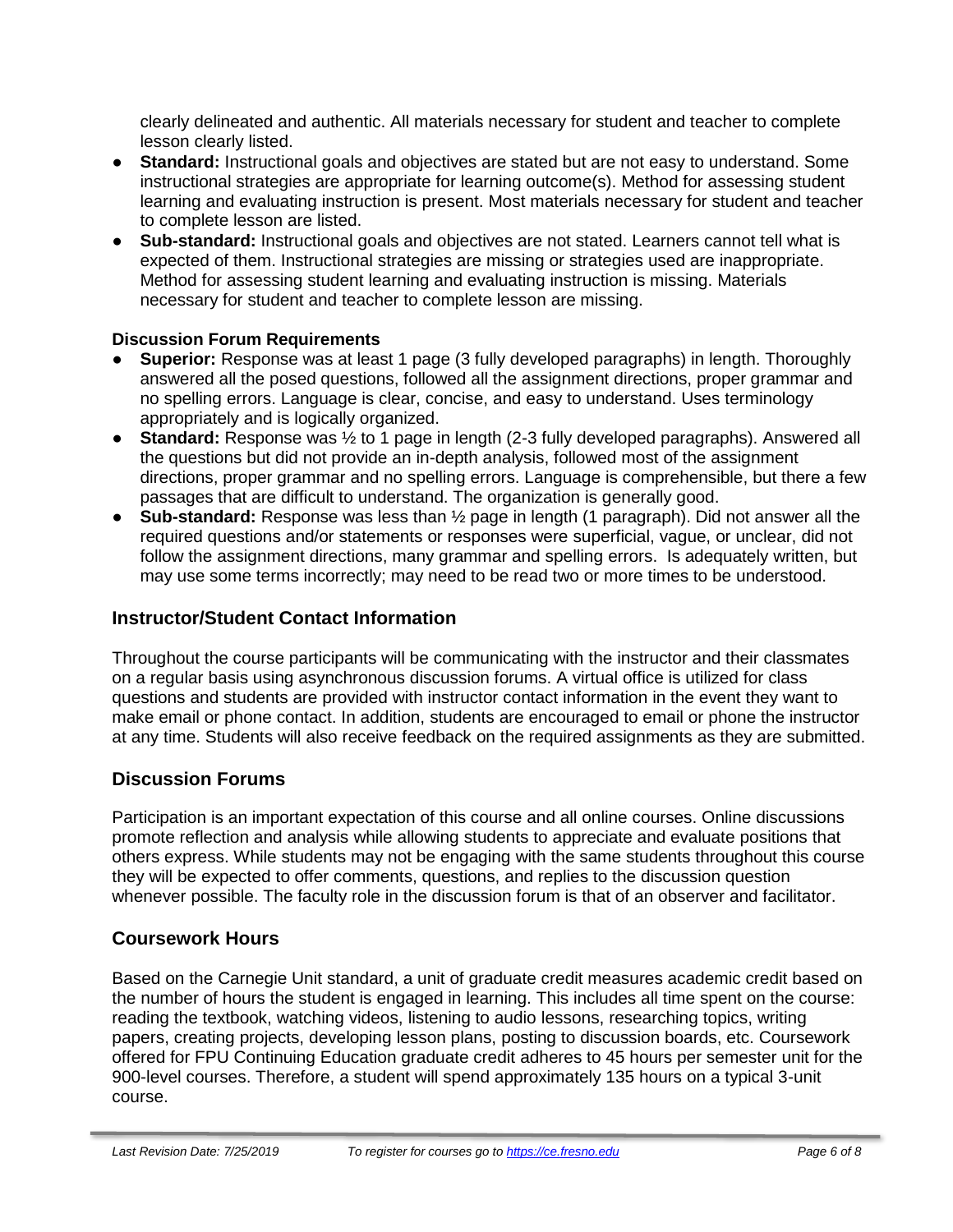clearly delineated and authentic. All materials necessary for student and teacher to complete lesson clearly listed.

- **Standard:** Instructional goals and objectives are stated but are not easy to understand. Some instructional strategies are appropriate for learning outcome(s). Method for assessing student learning and evaluating instruction is present. Most materials necessary for student and teacher to complete lesson are listed.
- **Sub-standard:** Instructional goals and objectives are not stated. Learners cannot tell what is expected of them. Instructional strategies are missing or strategies used are inappropriate. Method for assessing student learning and evaluating instruction is missing. Materials necessary for student and teacher to complete lesson are missing.

**Discussion Forum Requirements**

- **Superior:** Response was at least 1 page (3 fully developed paragraphs) in length. Thoroughly answered all the posed questions, followed all the assignment directions, proper grammar and no spelling errors. Language is clear, concise, and easy to understand. Uses terminology appropriately and is logically organized.
- **Standard:** Response was ½ to 1 page in length (2-3 fully developed paragraphs). Answered all the questions but did not provide an in-depth analysis, followed most of the assignment directions, proper grammar and no spelling errors. Language is comprehensible, but there a few passages that are difficult to understand. The organization is generally good.
- **Sub-standard:** Response was less than ½ page in length (1 paragraph). Did not answer all the required questions and/or statements or responses were superficial, vague, or unclear, did not follow the assignment directions, many grammar and spelling errors. Is adequately written, but may use some terms incorrectly; may need to be read two or more times to be understood.

## Instructor/Student Contact Information

Throughout the course participants will be communicating with the instructor and their classmates on a regular basis using asynchronous discussion forums. A virtual office is utilized for class questions and students are provided with instructor contact information in the event they want to make email or phone contact. In addition, students are encouraged to email or phone the instructor at any time. Students will also receive feedback on the required assignments as they are submitted.

## Discussion Forums

Participation is an important expectation of this course and all online courses. Online discussions promote reflection and analysis while allowing students to appreciate and evaluate positions that others express. While students may not be engaging with the same students throughout this course they will be expected to offer comments, questions, and replies to the discussion question whenever possible. The faculty role in the discussion forum is that of an observer and facilitator.

## Coursework Hours

Based on the Carnegie Unit standard, a unit of graduate credit measures academic credit based on the number of hours the student is engaged in learning. This includes all time spent on the course: reading the textbook, watching videos, listening to audio lessons, researching topics, writing papers, creating projects, developing lesson plans, posting to discussion boards, etc. Coursework offered for FPU Continuing Education graduate credit adheres to 45 hours per semester unit for the 900-level courses. Therefore, a student will spend approximately 135 hours on a typical 3-unit course.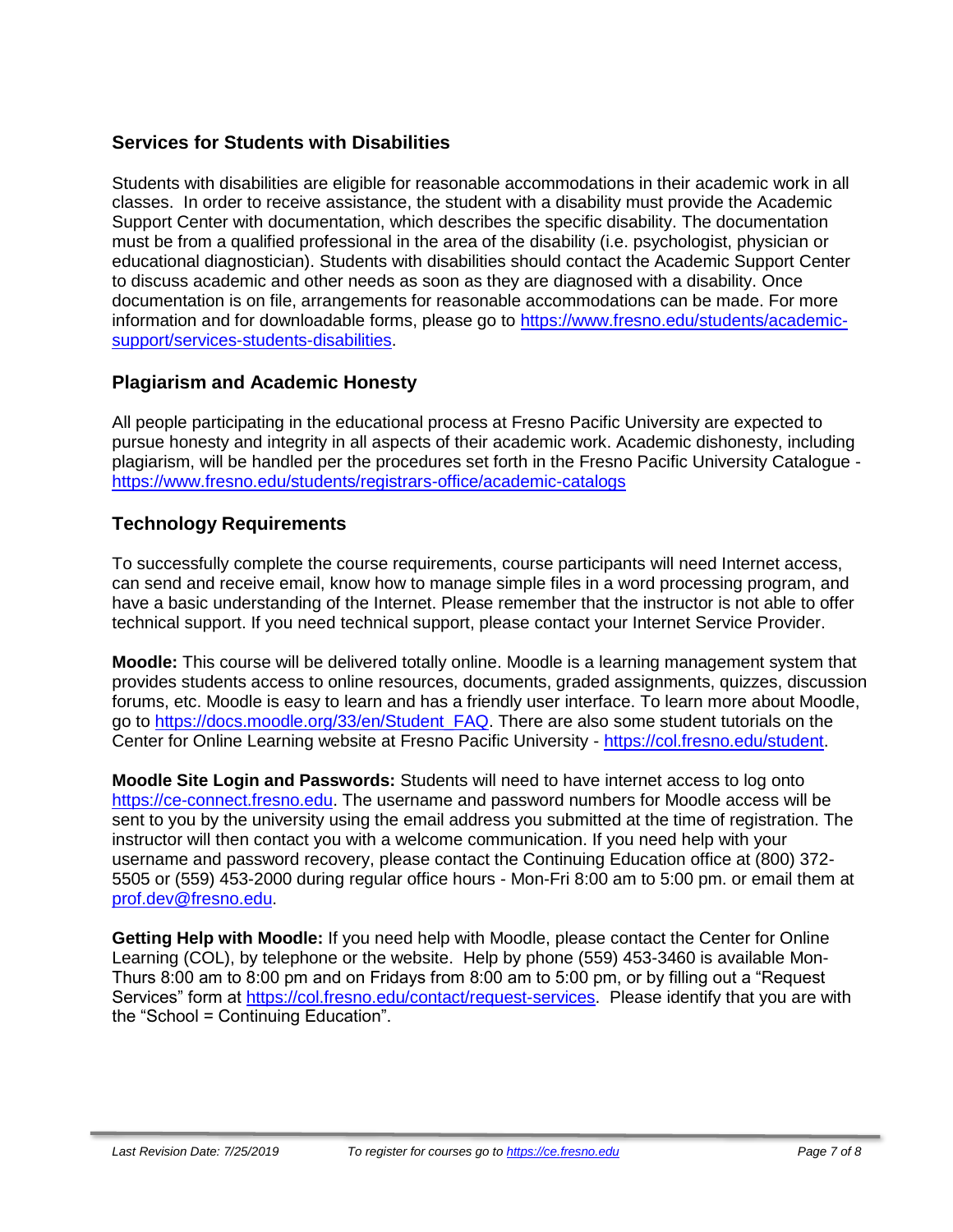## Services for Students with Disabilities

Students with disabilities are eligible for reasonable accommodations in their academic work in all classes. In order to receive assistance, the student with a disability must provide the Academic Support Center with documentation, which describes the specific disability. The documentation must be from a qualified professional in the area of the disability (i.e. psychologist, physician or educational diagnostician). Students with disabilities should contact the Academic Support Center to discuss academic and other needs as soon as they are diagnosed with a disability. Once documentation is on file, arrangements for reasonable accommodations can be made. For more information and for downloadable forms, please go to https://www.fresno.edu/students/academic-support/services-students-disabilities.

## Plagiarism and Academic Honesty

All people participating in the educational process at Fresno Pacific University are expected to pursue honesty and integrity in all aspects of their academic work. Academic dishonesty, including plagiarism, will be handled per the procedures set forth in the Fresno Pacific University Catalogue - https://www.fresno.edu/students/registrars-office/academic-catalogs

## Technology Requirements

To successfully complete the course requirements, course participants will need Internet access, can send and receive email, know how to manage simple files in a word processing program, and have a basic understanding of the Internet. Please remember that the instructor is not able to offer technical support. If you need technical support, please contact your Internet Service Provider.

**Moodle:** This course will be delivered totally online. Moodle is a learning management system that provides students access to online resources, documents, graded assignments, quizzes, discussion forums, etc. Moodle is easy to learn and has a friendly user interface. To learn more about Moodle, go to https://docs.moodle.org/33/en/Student_FAQ. There are also some student tutorials on the Center for Online Learning website at Fresno Pacific University - https://col.fresno.edu/student.

**Moodle Site Login and Passwords:** Students will need to have internet access to log onto https://ce-connect.fresno.edu. The username and password numbers for Moodle access will be sent to you by the university using the email address you submitted at the time of registration. The instructor will then contact you with a welcome communication. If you need help with your username and password recovery, please contact the Continuing Education office at (800) 372-5505 or (559) 453-2000 during regular office hours - Mon-Fri 8:00 am to 5:00 pm. or email them at prof.dev@fresno.edu.

**Getting Help with Moodle:** If you need help with Moodle, please contact the Center for Online Learning (COL), by telephone or the website. Help by phone (559) 453-3460 is available Mon-Thurs 8:00 am to 8:00 pm and on Fridays from 8:00 am to 5:00 pm, or by filling out a "Request Services" form at https://col.fresno.edu/contact/request-services. Please identify that you are with the "School = Continuing Education".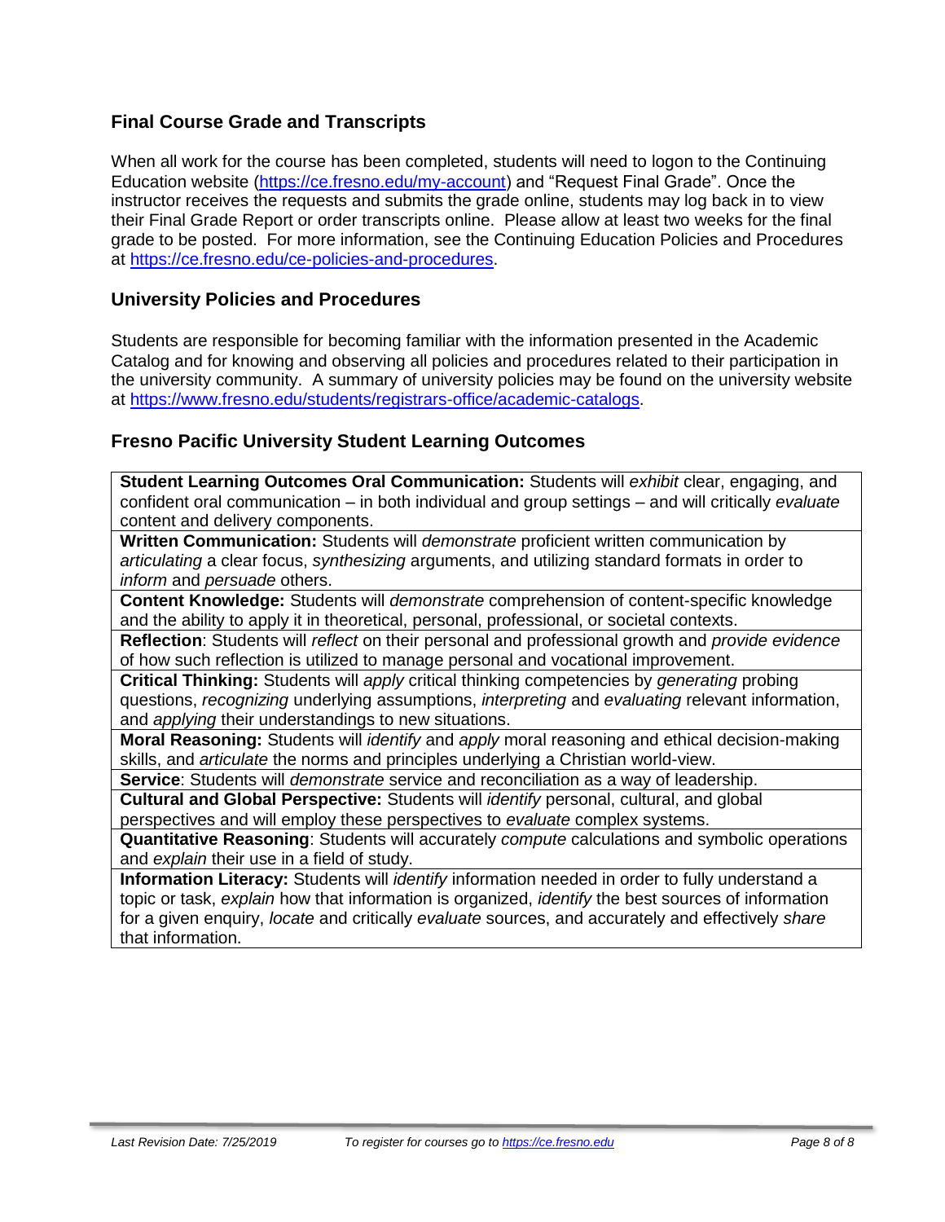## Final Course Grade and Transcripts

When all work for the course has been completed, students will need to logon to the Continuing Education website (https://ce.fresno.edu/my-account) and "Request Final Grade". Once the instructor receives the requests and submits the grade online, students may log back in to view their Final Grade Report or order transcripts online. Please allow at least two weeks for the final grade to be posted. For more information, see the Continuing Education Policies and Procedures at https://ce.fresno.edu/ce-policies-and-procedures.

## University Policies and Procedures

Students are responsible for becoming familiar with the information presented in the Academic Catalog and for knowing and observing all policies and procedures related to their participation in the university community. A summary of university policies may be found on the university website at https://www.fresno.edu/students/registrars-office/academic-catalogs.

## Fresno Pacific University Student Learning Outcomes

| |
|---|
| **Student Learning Outcomes Oral Communication:** Students will *exhibit* clear, engaging, and confident oral communication – in both individual and group settings – and will critically *evaluate* content and delivery components. |
| **Written Communication:** Students will *demonstrate* proficient written communication by *articulating* a clear focus, *synthesizing* arguments, and utilizing standard formats in order to *inform* and *persuade* others. |
| **Content Knowledge:** Students will *demonstrate* comprehension of content-specific knowledge and the ability to apply it in theoretical, personal, professional, or societal contexts. |
| **Reflection**: Students will *reflect* on their personal and professional growth and *provide evidence* of how such reflection is utilized to manage personal and vocational improvement. |
| **Critical Thinking:** Students will *apply* critical thinking competencies by *generating* probing questions, *recognizing* underlying assumptions, *interpreting* and *evaluating* relevant information, and *applying* their understandings to new situations. |
| **Moral Reasoning:** Students will *identify* and *apply* moral reasoning and ethical decision-making skills, and *articulate* the norms and principles underlying a Christian world-view. |
| **Service**: Students will *demonstrate* service and reconciliation as a way of leadership. |
| **Cultural and Global Perspective:** Students will *identify* personal, cultural, and global perspectives and will employ these perspectives to *evaluate* complex systems. |
| **Quantitative Reasoning**: Students will accurately *compute* calculations and symbolic operations and *explain* their use in a field of study. |
| **Information Literacy:** Students will *identify* information needed in order to fully understand a topic or task, *explain* how that information is organized, *identify* the best sources of information for a given enquiry, *locate* and critically *evaluate* sources, and accurately and effectively *share* that information. |